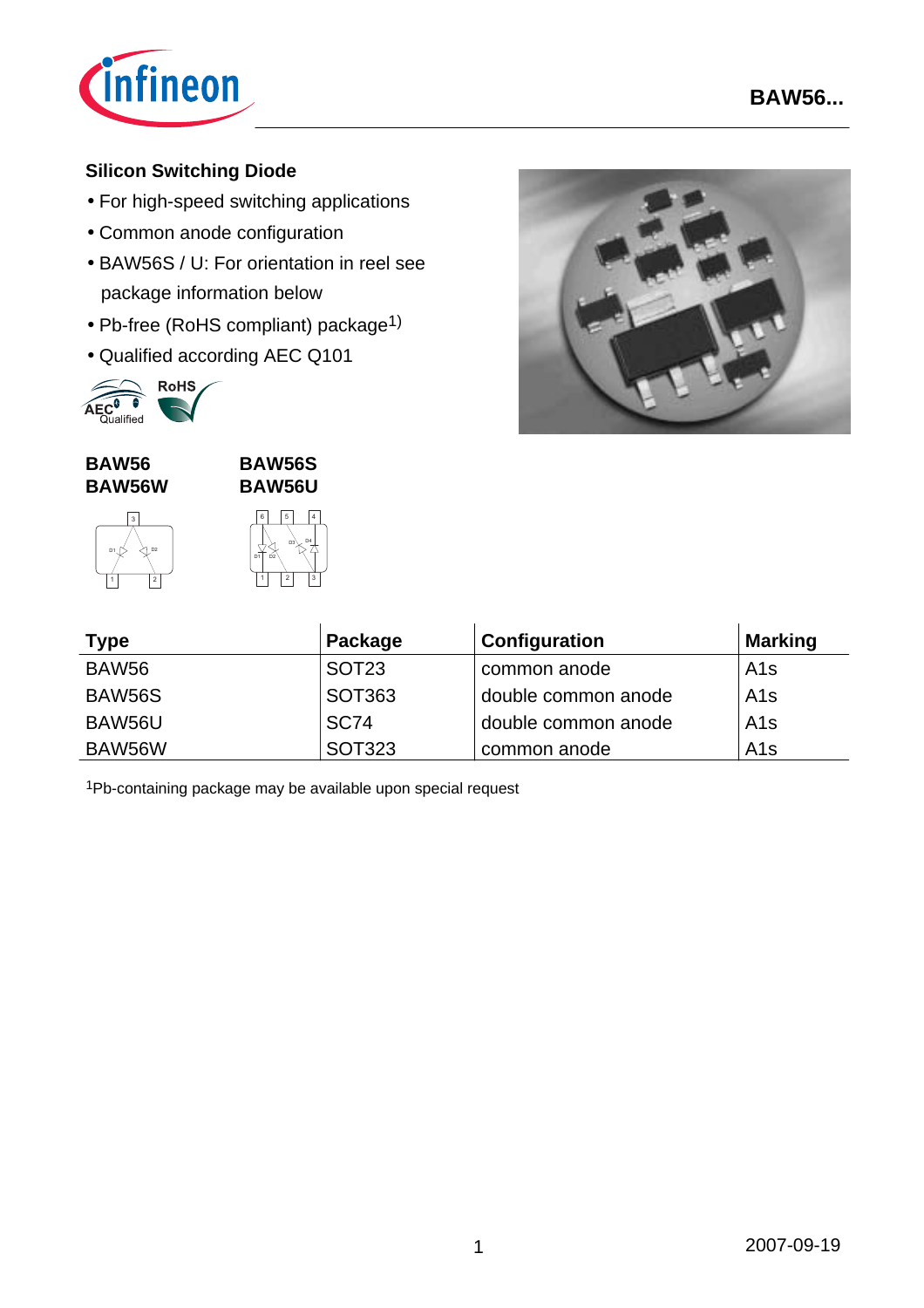## Silicon Switching Diode

- For high-speed switching applications
- Common anode configuration
- BAW56S / U: For orientation in reel see package information below
- Pb-free (RoHS compliant) package[1)]
- Qualified according AEC Q101

**BAW56**
**BAW56W**

**BAW56S**
**BAW56U**

| Type | Package | Configuration | Marking |
|---|---|---|---|
| BAW56 | SOT23 | common anode | A1s |
| BAW56S | SOT363 | double common anode | A1s |
| BAW56U | SC74 | double common anode | A1s |
| BAW56W | SOT323 | common anode | A1s |

[1]Pb-containing package may be available upon special request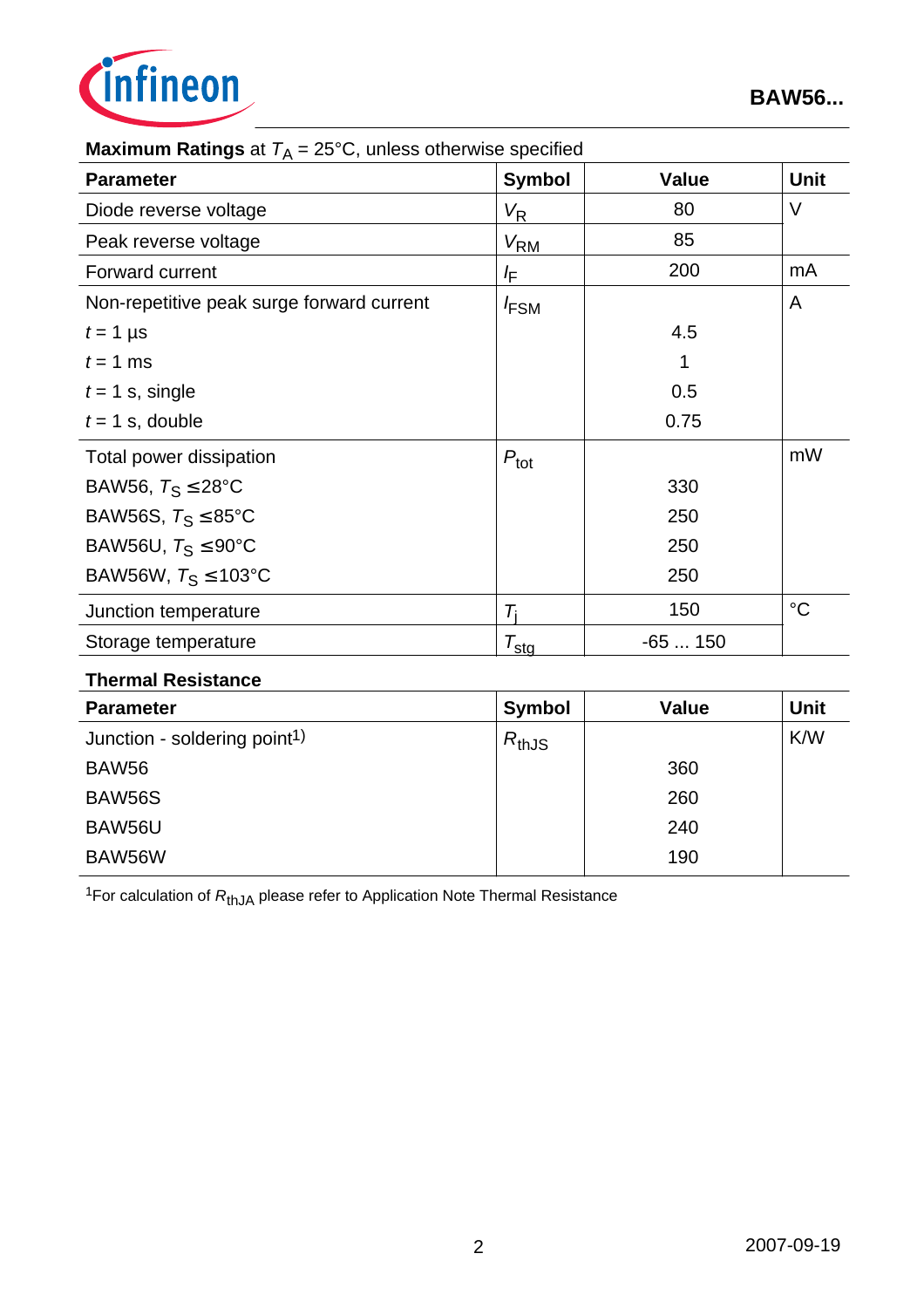**Maximum Ratings** at $T_A$ = 25°C, unless otherwise specified

| Parameter | Symbol | Value | Unit |
|---|---|---|---|
| Diode reverse voltage | $V_R$ | 80 | V |
| Peak reverse voltage | $V_{RM}$ | 85 | |
| Forward current | $I_F$ | 200 | mA |
| Non-repetitive peak surge forward current | $I_{FSM}$ | | A |
| $t$ = 1 µs | | 4.5 | |
| $t$ = 1 ms | | 1 | |
| $t$ = 1 s, single | | 0.5 | |
| $t$ = 1 s, double | | 0.75 | |
| Total power dissipation | $P_{tot}$ | | mW |
| BAW56, $T_S \leq 28$°C | | 330 | |
| BAW56S, $T_S \leq 85$°C | | 250 | |
| BAW56U, $T_S \leq 90$°C | | 250 | |
| BAW56W, $T_S \leq 103$°C | | 250 | |
| Junction temperature | $T_j$ | 150 | °C |
| Storage temperature | $T_{stg}$ | -65 ... 150 | |

**Thermal Resistance**

| Parameter | Symbol | Value | Unit |
|---|---|---|---|
| Junction - soldering point[1] | $R_{thJS}$ | | K/W |
| BAW56 | | 360 | |
| BAW56S | | 260 | |
| BAW56U | | 240 | |
| BAW56W | | 190 | |

[1] For calculation of $R_{thJA}$ please refer to Application Note Thermal Resistance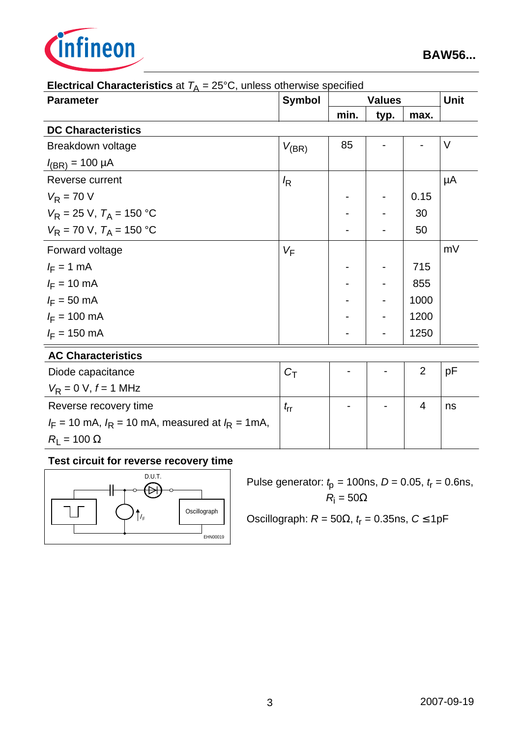**Electrical Characteristics** at $T_A$ = 25°C, unless otherwise specified

| Parameter | Symbol | Values | | | Unit |
|---|---|---|---|---|---|
| | | min. | typ. | max. | |
| **DC Characteristics** | | | | | |
| Breakdown voltage<br>$I_{(BR)}$ = 100 µA | $V_{(BR)}$ | 85 | - | - | V |
| Reverse current | $I_R$ | | | | µA |
| $V_R$ = 70 V | | - | - | 0.15 | |
| $V_R$ = 25 V, $T_A$ = 150 °C | | - | - | 30 | |
| $V_R$ = 70 V, $T_A$ = 150 °C | | - | - | 50 | |
| Forward voltage | $V_F$ | | | | mV |
| $I_F$ = 1 mA | | - | - | 715 | |
| $I_F$ = 10 mA | | - | - | 855 | |
| $I_F$ = 50 mA | | - | - | 1000 | |
| $I_F$ = 100 mA | | - | - | 1200 | |
| $I_F$ = 150 mA | | - | - | 1250 | |
| **AC Characteristics** | | | | | |
| Diode capacitance<br>$V_R$ = 0 V, $f$ = 1 MHz | $C_T$ | - | - | 2 | pF |
| Reverse recovery time<br>$I_F$ = 10 mA, $I_R$ = 10 mA, measured at $I_R$ = 1mA,<br>$R_L$ = 100 Ω | $t_{rr}$ | - | - | 4 | ns |

**Test circuit for reverse recovery time**

D.U.T.

Oscillograph

$I_F$

EHN00019

Pulse generator: $t_p$ = 100ns, $D$ = 0.05, $t_r$ = 0.6ns, $R_i$ = 50Ω

Oscillograph: $R$ = 50Ω, $t_r$ = 0.35ns, $C \leq$ 1pF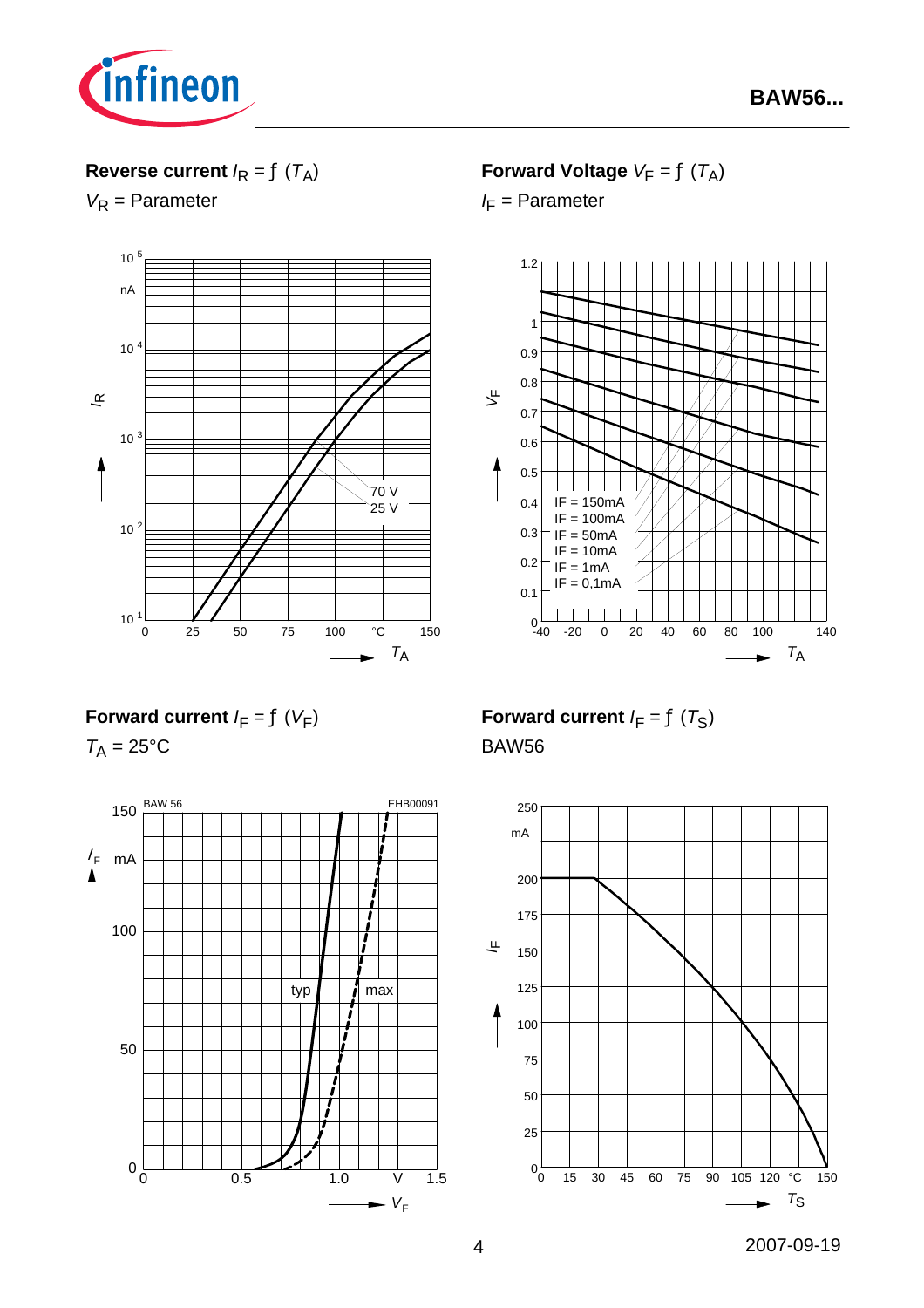**Reverse current** $I_R = f(T_A)$

$V_R$ = Parameter

**Forward Voltage** $V_F = f(T_A)$

$I_F$ = Parameter

**Forward current** $I_F = f(V_F)$

$T_A = 25°C$

**Forward current** $I_F = f(T_S)$

BAW56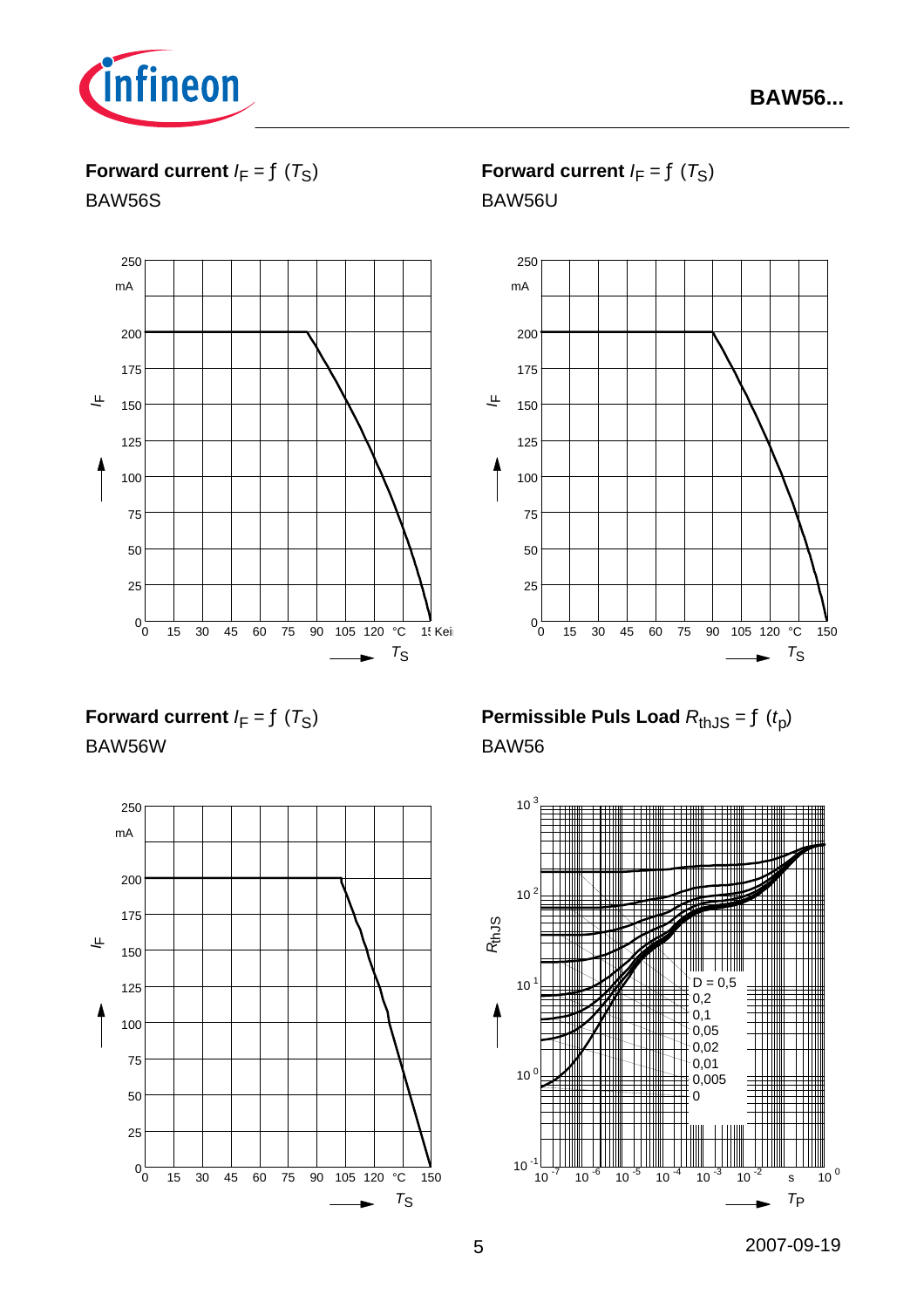**Forward current** $I_F = f\ (T_S)$

BAW56S

**Forward current** $I_F = f\ (T_S)$

BAW56U

**Forward current** $I_F = f\ (T_S)$

BAW56W

**Permissible Puls Load** $R_{thJS} = f\ (t_p)$

BAW56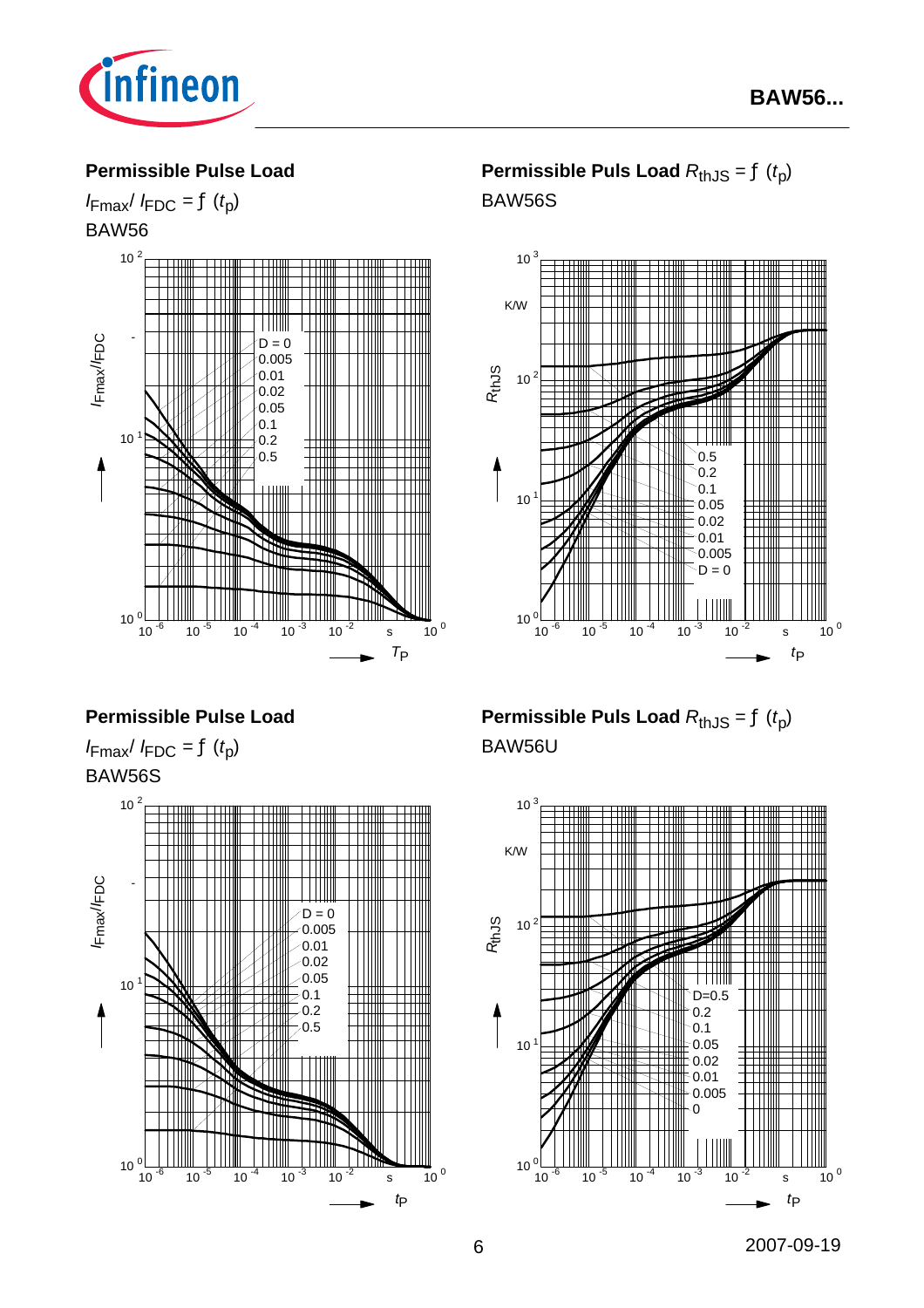## Permissible Pulse Load

$I_{Fmax}/I_{FDC} = f(t_p)$

BAW56

$10^2$

$I_{Fmax}/I_{FDC}$

$10^1$

$10^0$

$10^{-6}$ $10^{-5}$ $10^{-4}$ $10^{-3}$ $10^{-2}$ s $10^0$

$T_P$

D = 0
0.005
0.01
0.02
0.05
0.1
0.2
0.5

## Permissible Puls Load $R_{thJS} = f(t_p)$

BAW56S

$10^3$

K/W

$R_{thJS}$

$10^2$

$10^1$

$10^0$

$10^{-6}$ $10^{-5}$ $10^{-4}$ $10^{-3}$ $10^{-2}$ s $10^0$

$t_p$

0.5
0.2
0.1
0.05
0.02
0.01
0.005
D = 0

## Permissible Pulse Load

$I_{Fmax}/I_{FDC} = f(t_p)$

BAW56S

$10^2$

$I_{Fmax}/I_{FDC}$

$10^1$

$10^0$

$10^{-6}$ $10^{-5}$ $10^{-4}$ $10^{-3}$ $10^{-2}$ s $10^0$

$t_p$

D = 0
0.005
0.01
0.02
0.05
0.1
0.2
0.5

## Permissible Puls Load $R_{thJS} = f(t_p)$

BAW56U

$10^3$

K/W

$R_{thJS}$

$10^2$

$10^1$

$10^0$

$10^{-6}$ $10^{-5}$ $10^{-4}$ $10^{-3}$ $10^{-2}$ s $10^0$

$t_p$

D=0.5
0.2
0.1
0.05
0.02
0.01
0.005
0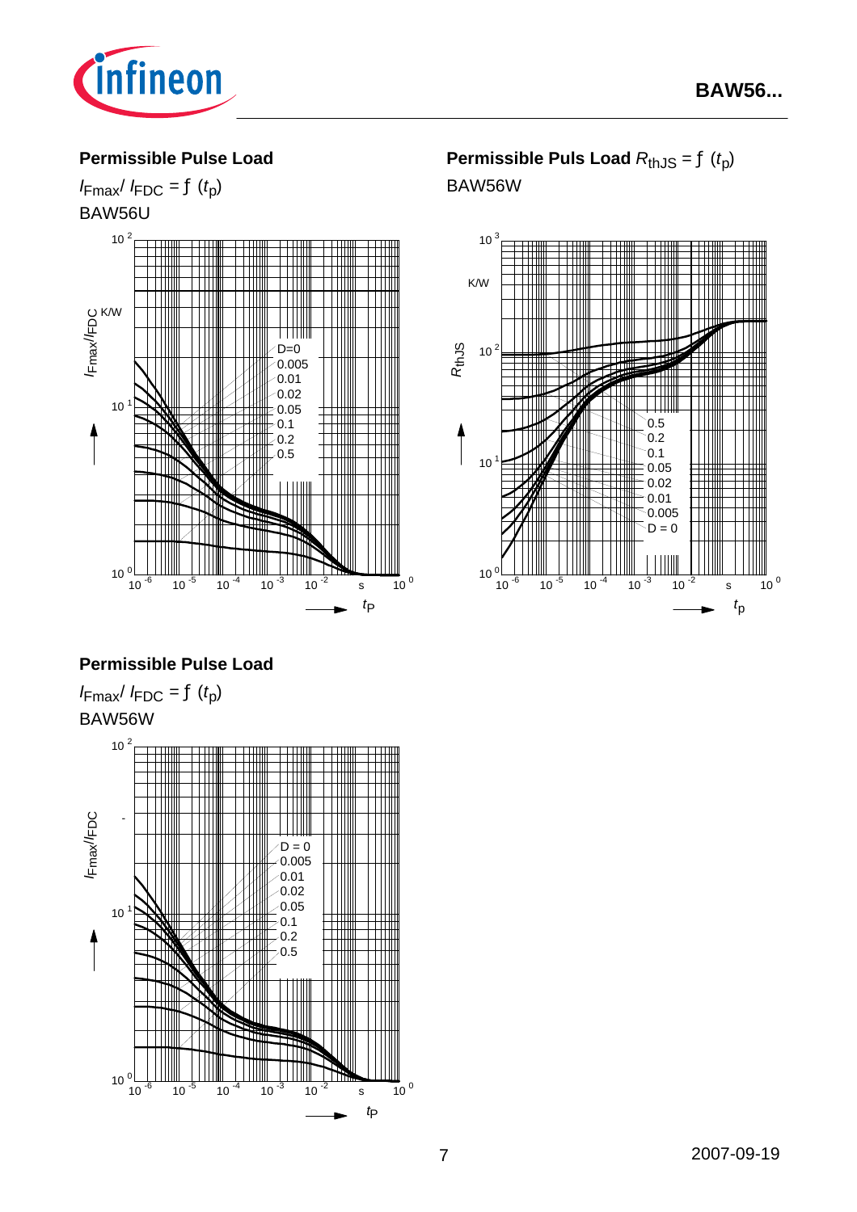## Permissible Pulse Load

$I_{Fmax}/ I_{FDC} = f\ (t_p)$

BAW56U

$10^2$

$I_{Fmax}/I_{FDC}$ K/W

$10^1$

$10^0$

D=0
0.005
0.01
0.02
0.05
0.1
0.2
0.5

$10^{-6}$ $10^{-5}$ $10^{-4}$ $10^{-3}$ $10^{-2}$ s $10^0$

$t_P$

## Permissible Puls Load $R_{thJS} = f\ (t_p)$

BAW56W

$10^3$

K/W

$R_{thJS}$

$10^2$

$10^1$

$10^0$

0.5
0.2
0.1
0.05
0.02
0.01
0.005
D = 0

$10^{-6}$ $10^{-5}$ $10^{-4}$ $10^{-3}$ $10^{-2}$ s $10^0$

$t_p$

## Permissible Pulse Load

$I_{Fmax}/ I_{FDC} = f\ (t_p)$

BAW56W

$10^2$

$I_{Fmax}/I_{FDC}$ -

$10^1$

$10^0$

D = 0
0.005
0.01
0.02
0.05
0.1
0.2
0.5

$10^{-6}$ $10^{-5}$ $10^{-4}$ $10^{-3}$ $10^{-2}$ s $10^0$

$t_P$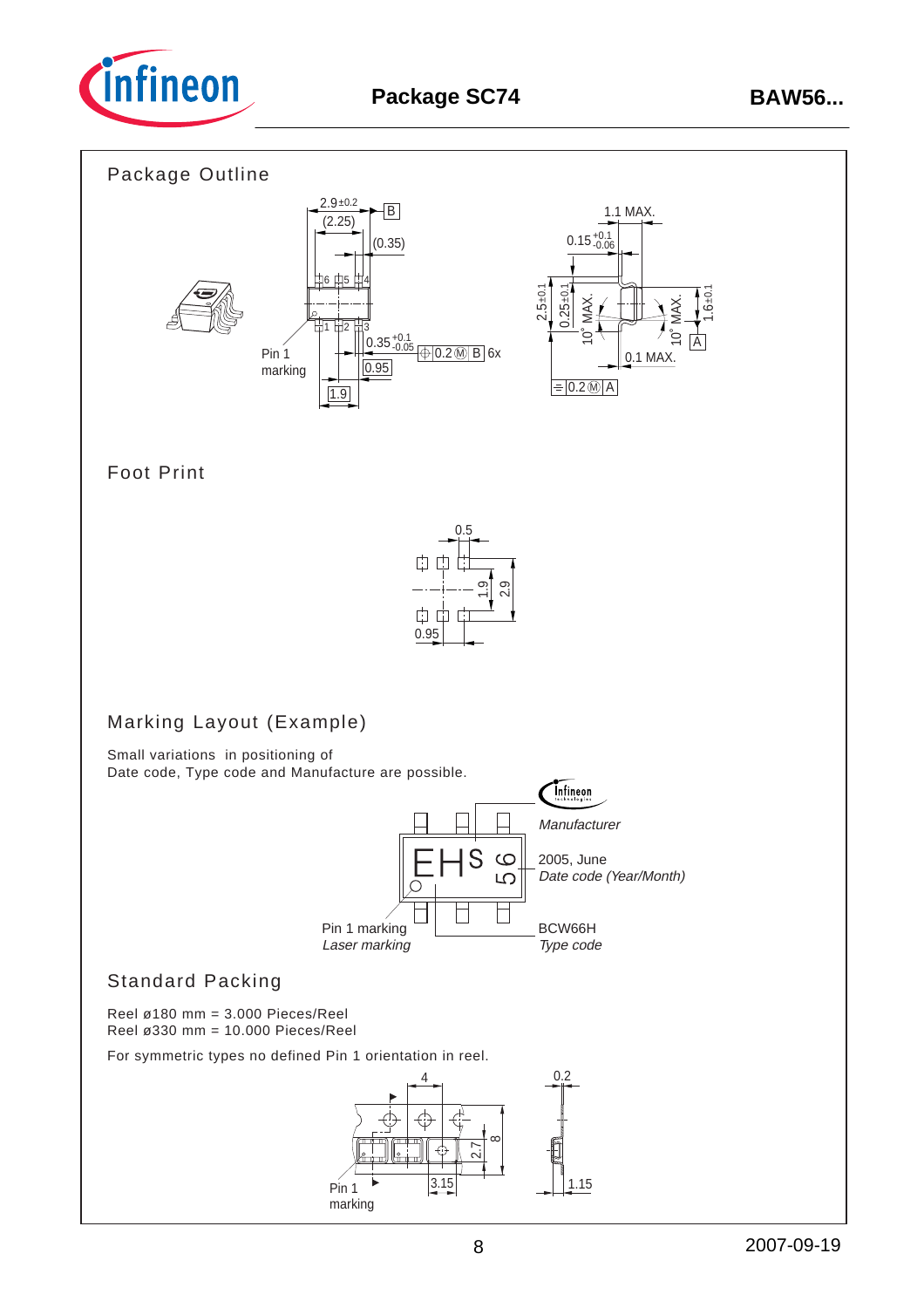## Package SC74

### Package Outline

2.9±0.2, (2.25), (0.35), B, 6, 5, 4, 1, 2, 3, Pin 1 marking, $0.35^{+0.1}_{-0.05}$, 0.2 Ⓜ B 6x, 0.95, 1.9

1.1 MAX., $0.15^{+0.1}_{-0.06}$, 2.5±0.1, 0.25±0.1, 10° MAX., 10° MAX., 1.6±0.1, A, 0.1 MAX., 0.2 Ⓜ A

### Foot Print

0.5, 1.9, 2.9, 0.95

### Marking Layout (Example)

Small variations in positioning of
Date code, Type code and Manufacture are possible.

EHs 56

*Manufacturer*

2005, June
*Date code (Year/Month)*

Pin 1 marking
*Laser marking*

BCW66H
*Type code*

### Standard Packing

Reel ø180 mm = 3.000 Pieces/Reel
Reel ø330 mm = 10.000 Pieces/Reel

For symmetric types no defined Pin 1 orientation in reel.

4, 0.2, 8, 2.7, 3.15, 1.15, Pin 1 marking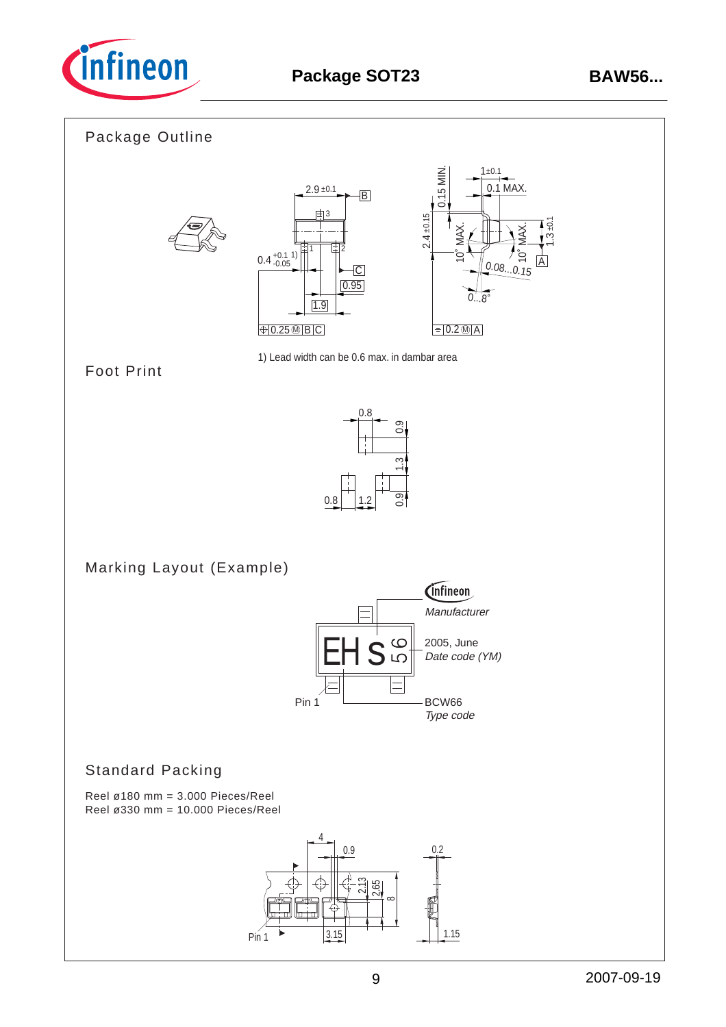## Package SOT23

### Package Outline

1) Lead width can be 0.6 max. in dambar area

### Foot Print

### Marking Layout (Example)

Manufacturer

2005, June
*Date code (YM)*

Pin 1

BCW66
*Type code*

### Standard Packing

Reel ø180 mm = 3.000 Pieces/Reel
Reel ø330 mm = 10.000 Pieces/Reel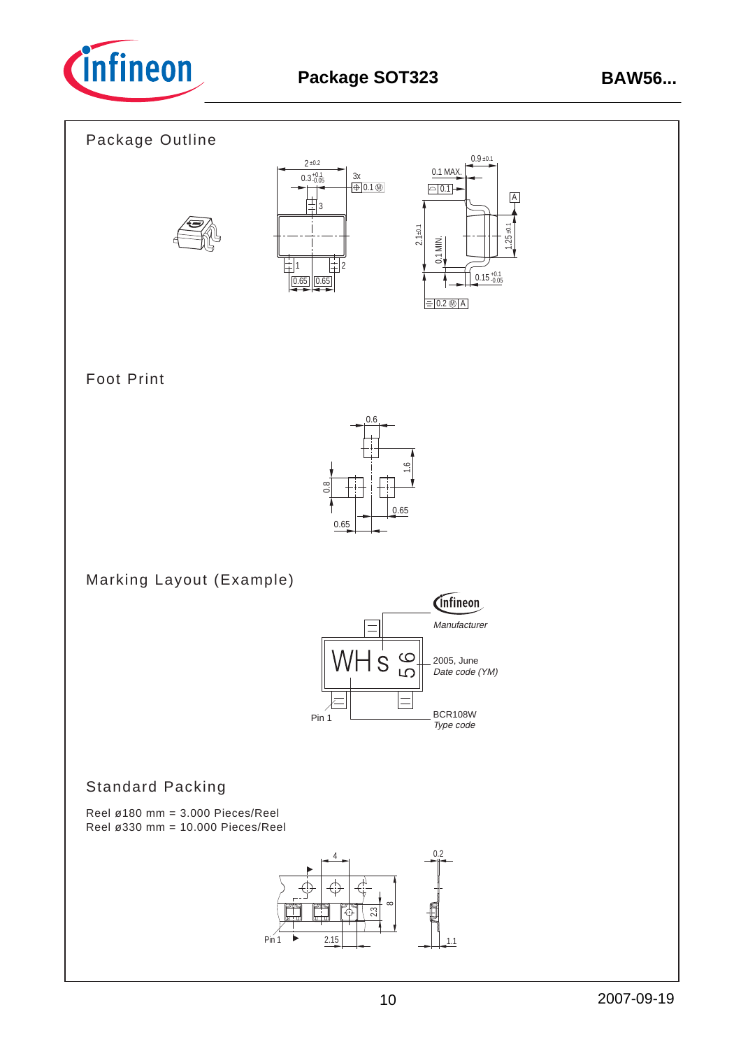# Package SOT323

## Package Outline

## Foot Print

## Marking Layout (Example)

## Standard Packing

Reel ø180 mm = 3.000 Pieces/Reel
Reel ø330 mm = 10.000 Pieces/Reel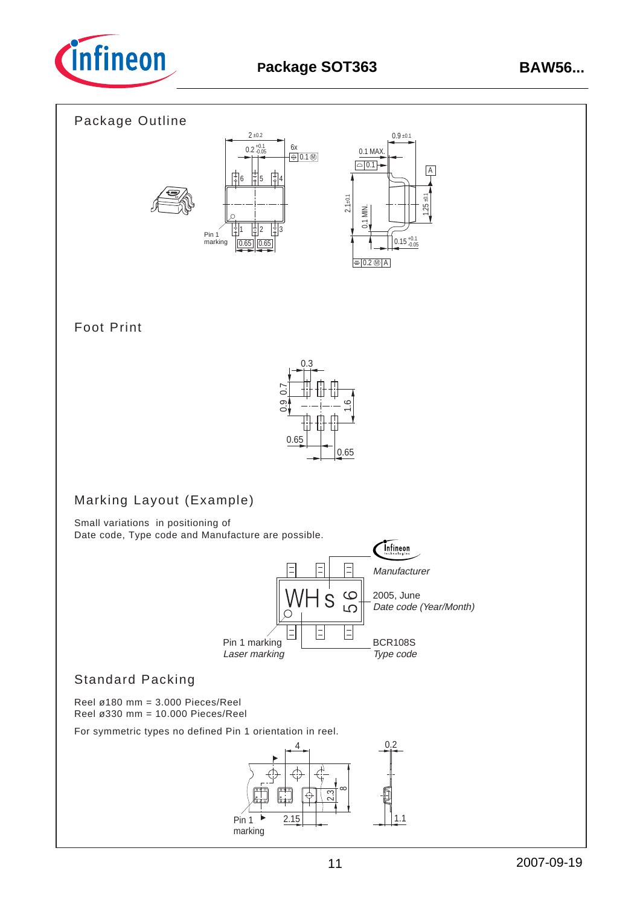## Package Outline

## Foot Print

## Marking Layout (Example)

Small variations in positioning of
Date code, Type code and Manufacture are possible.

Manufacturer

2005, June
*Date code (Year/Month)*

Pin 1 marking
*Laser marking*

BCR108S
*Type code*

## Standard Packing

Reel ø180 mm = 3.000 Pieces/Reel
Reel ø330 mm = 10.000 Pieces/Reel

For symmetric types no defined Pin 1 orientation in reel.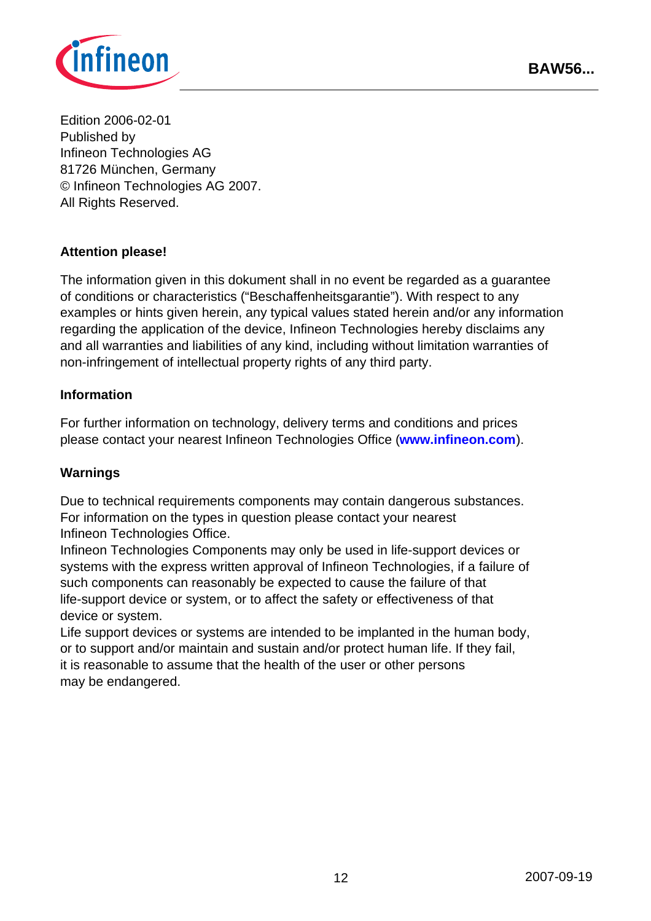Edition 2006-02-01
Published by
Infineon Technologies AG
81726 München, Germany
© Infineon Technologies AG 2007.
All Rights Reserved.

**Attention please!**

The information given in this dokument shall in no event be regarded as a guarantee of conditions or characteristics ("Beschaffenheitsgarantie"). With respect to any examples or hints given herein, any typical values stated herein and/or any information regarding the application of the device, Infineon Technologies hereby disclaims any and all warranties and liabilities of any kind, including without limitation warranties of non-infringement of intellectual property rights of any third party.

**Information**

For further information on technology, delivery terms and conditions and prices please contact your nearest Infineon Technologies Office (**www.infineon.com**).

**Warnings**

Due to technical requirements components may contain dangerous substances. For information on the types in question please contact your nearest Infineon Technologies Office.
Infineon Technologies Components may only be used in life-support devices or systems with the express written approval of Infineon Technologies, if a failure of such components can reasonably be expected to cause the failure of that life-support device or system, or to affect the safety or effectiveness of that device or system.
Life support devices or systems are intended to be implanted in the human body, or to support and/or maintain and sustain and/or protect human life. If they fail, it is reasonable to assume that the health of the user or other persons may be endangered.